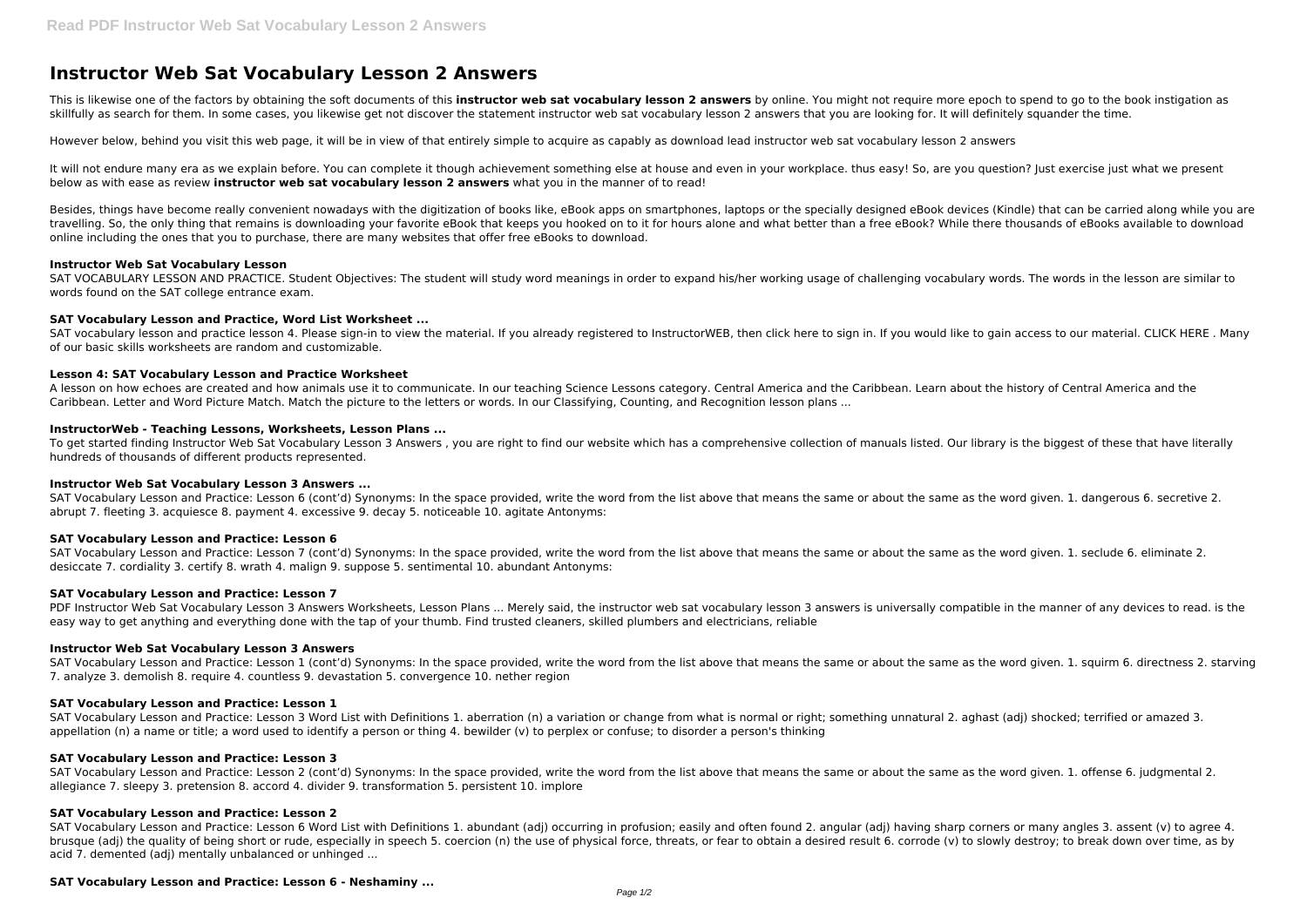# Instructor Web Sat Vocabulary Lesson 2 Answers

This is likewise one of the factors by obtaining the soft documents of this **instructor web sat vocabulary lesson 2 answers** by online. You might not require more epoch to spend to go to the book instigation as skillfully as search for them. In some cases, you likewise get not discover the statement instructor web sat vocabulary lesson 2 answers that you are looking for. It will definitely squander the time.

However below, behind you visit this web page, it will be in view of that entirely simple to acquire as capably as download lead instructor web sat vocabulary lesson 2 answers

It will not endure many era as we explain before. You can complete it though achievement something else at house and even in your workplace. thus easy! So, are you question? Just exercise just what we present below as with ease as review **instructor web sat vocabulary lesson 2 answers** what you in the manner of to read!

Besides, things have become really convenient nowadays with the digitization of books like, eBook apps on smartphones, laptops or the specially designed eBook devices (Kindle) that can be carried along while you are travelling. So, the only thing that remains is downloading your favorite eBook that keeps you hooked on to it for hours alone and what better than a free eBook? While there thousands of eBooks available to download online including the ones that you to purchase, there are many websites that offer free eBooks to download.

### Instructor Web Sat Vocabulary Lesson

SAT VOCABULARY LESSON AND PRACTICE. Student Objectives: The student will study word meanings in order to expand his/her working usage of challenging vocabulary words. The words in the lesson are similar to words found on the SAT college entrance exam.

### SAT Vocabulary Lesson and Practice, Word List Worksheet ...

SAT vocabulary lesson and practice lesson 4. Please sign-in to view the material. If you already registered to InstructorWEB, then click here to sign in. If you would like to gain access to our material. CLICK HERE . Many of our basic skills worksheets are random and customizable.

### Lesson 4: SAT Vocabulary Lesson and Practice Worksheet

A lesson on how echoes are created and how animals use it to communicate. In our teaching Science Lessons category. Central America and the Caribbean. Learn about the history of Central America and the Caribbean. Letter and Word Picture Match. Match the picture to the letters or words. In our Classifying, Counting, and Recognition lesson plans ...

### InstructorWeb - Teaching Lessons, Worksheets, Lesson Plans ...

To get started finding Instructor Web Sat Vocabulary Lesson 3 Answers , you are right to find our website which has a comprehensive collection of manuals listed. Our library is the biggest of these that have literally hundreds of thousands of different products represented.

### Instructor Web Sat Vocabulary Lesson 3 Answers ...

SAT Vocabulary Lesson and Practice: Lesson 6 (cont'd) Synonyms: In the space provided, write the word from the list above that means the same or about the same as the word given. 1. dangerous 6. secretive 2. abrupt 7. fleeting 3. acquiesce 8. payment 4. excessive 9. decay 5. noticeable 10. agitate Antonyms:

### SAT Vocabulary Lesson and Practice: Lesson 6

SAT Vocabulary Lesson and Practice: Lesson 7 (cont'd) Synonyms: In the space provided, write the word from the list above that means the same or about the same as the word given. 1. seclude 6. eliminate 2. desiccate 7. cordiality 3. certify 8. wrath 4. malign 9. suppose 5. sentimental 10. abundant Antonyms:

### SAT Vocabulary Lesson and Practice: Lesson 7

PDF Instructor Web Sat Vocabulary Lesson 3 Answers Worksheets, Lesson Plans ... Merely said, the instructor web sat vocabulary lesson 3 answers is universally compatible in the manner of any devices to read. is the easy way to get anything and everything done with the tap of your thumb. Find trusted cleaners, skilled plumbers and electricians, reliable

### Instructor Web Sat Vocabulary Lesson 3 Answers

SAT Vocabulary Lesson and Practice: Lesson 1 (cont'd) Synonyms: In the space provided, write the word from the list above that means the same or about the same as the word given. 1. squirm 6. directness 2. starving 7. analyze 3. demolish 8. require 4. countless 9. devastation 5. convergence 10. nether region

### SAT Vocabulary Lesson and Practice: Lesson 1

SAT Vocabulary Lesson and Practice: Lesson 3 Word List with Definitions 1. aberration (n) a variation or change from what is normal or right; something unnatural 2. aghast (adj) shocked; terrified or amazed 3. appellation (n) a name or title; a word used to identify a person or thing 4. bewilder (v) to perplex or confuse; to disorder a person's thinking

### SAT Vocabulary Lesson and Practice: Lesson 3

SAT Vocabulary Lesson and Practice: Lesson 2 (cont'd) Synonyms: In the space provided, write the word from the list above that means the same or about the same as the word given. 1. offense 6. judgmental 2. allegiance 7. sleepy 3. pretension 8. accord 4. divider 9. transformation 5. persistent 10. implore

### SAT Vocabulary Lesson and Practice: Lesson 2

SAT Vocabulary Lesson and Practice: Lesson 6 Word List with Definitions 1. abundant (adj) occurring in profusion; easily and often found 2. angular (adj) having sharp corners or many angles 3. assent (v) to agree 4. brusque (adj) the quality of being short or rude, especially in speech 5. coercion (n) the use of physical force, threats, or fear to obtain a desired result 6. corrode (v) to slowly destroy; to break down over time, as by acid 7. demented (adj) mentally unbalanced or unhinged ...

### SAT Vocabulary Lesson and Practice: Lesson 6 - Neshaminy ...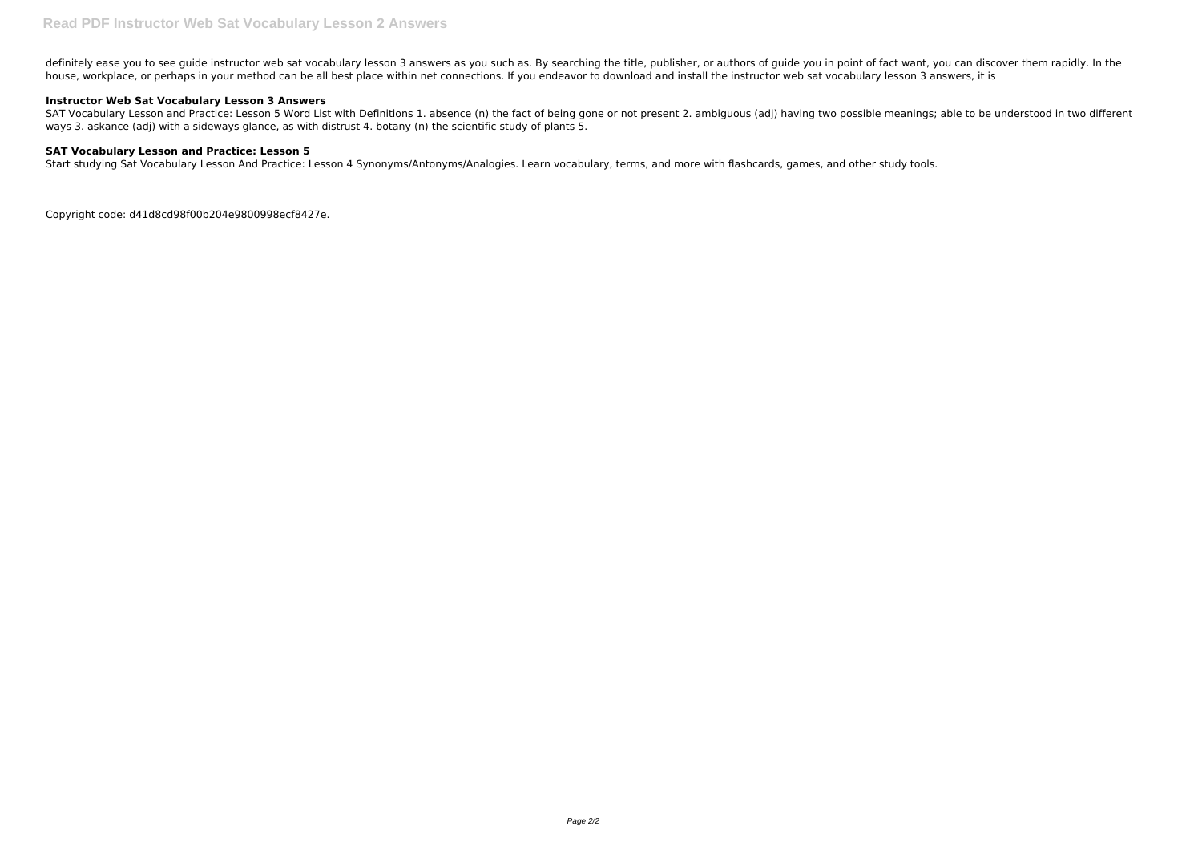definitely ease you to see guide instructor web sat vocabulary lesson 3 answers as you such as. By searching the title, publisher, or authors of guide you in point of fact want, you can discover them rapidly. In the house, workplace, or perhaps in your method can be all best place within net connections. If you endeavor to download and install the instructor web sat vocabulary lesson 3 answers, it is

### Instructor Web Sat Vocabulary Lesson 3 Answers

SAT Vocabulary Lesson and Practice: Lesson 5 Word List with Definitions 1. absence (n) the fact of being gone or not present 2. ambiguous (adj) having two possible meanings; able to be understood in two different ways 3. askance (adj) with a sideways glance, as with distrust 4. botany (n) the scientific study of plants 5.

### SAT Vocabulary Lesson and Practice: Lesson 5

Start studying Sat Vocabulary Lesson And Practice: Lesson 4 Synonyms/Antonyms/Analogies. Learn vocabulary, terms, and more with flashcards, games, and other study tools.

Copyright code: d41d8cd98f00b204e9800998ecf8427e.